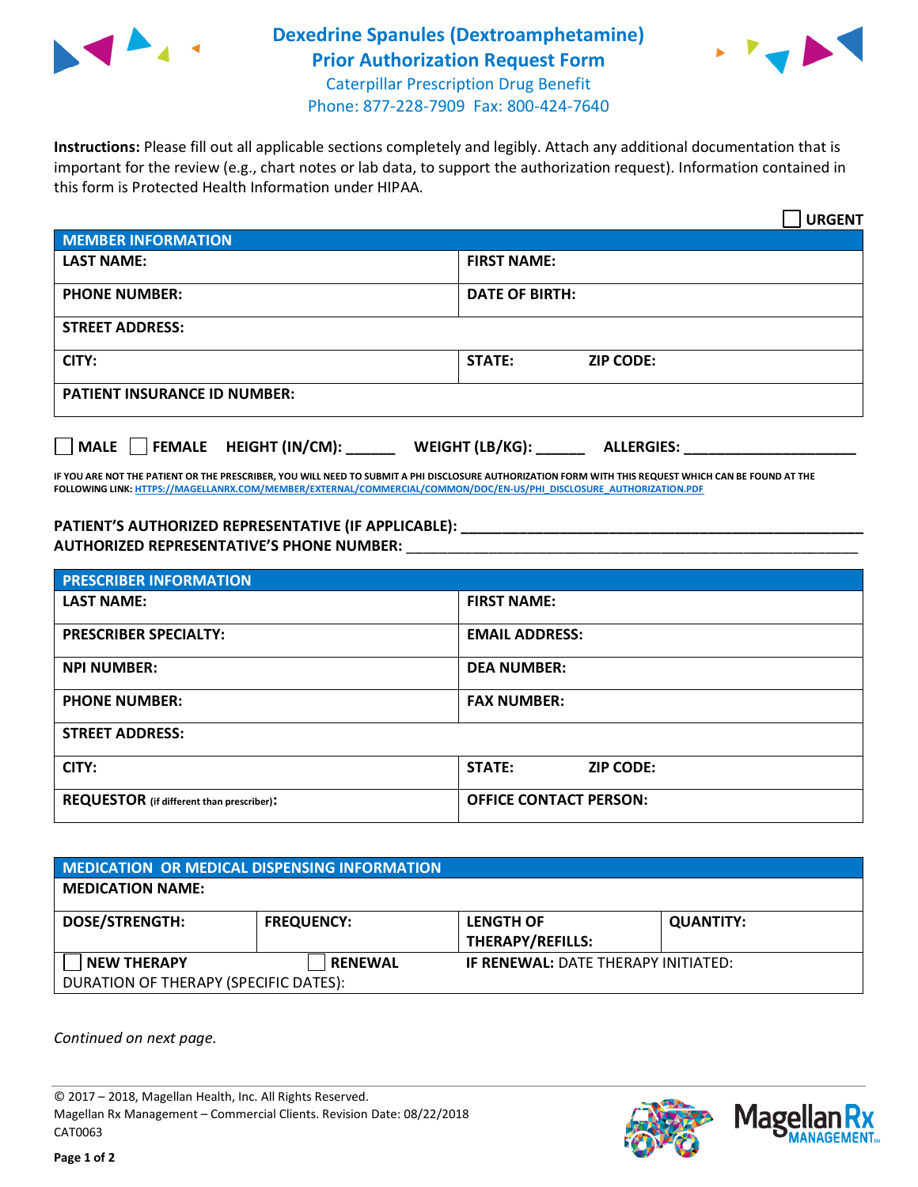# Dexedrine Spanules (Dextroamphetamine) Prior Authorization Request Form

Caterpillar Prescription Drug Benefit
Phone: 877-228-7909 Fax: 800-424-7640

**Instructions:** Please fill out all applicable sections completely and legibly. Attach any additional documentation that is important for the review (e.g., chart notes or lab data, to support the authorization request). Information contained in this form is Protected Health Information under HIPAA.

☐ **URGENT**

| **MEMBER INFORMATION** | |
|---|---|
| **LAST NAME:** | **FIRST NAME:** |
| **PHONE NUMBER:** | **DATE OF BIRTH:** |
| **STREET ADDRESS:** | |
| **CITY:** | **STATE:** **ZIP CODE:** |
| **PATIENT INSURANCE ID NUMBER:** | |

☐ **MALE** ☐ **FEMALE** **HEIGHT (IN/CM):** ______ **WEIGHT (LB/KG):** ______ **ALLERGIES:** ____________________

**IF YOU ARE NOT THE PATIENT OR THE PRESCRIBER, YOU WILL NEED TO SUBMIT A PHI DISCLOSURE AUTHORIZATION FORM WITH THIS REQUEST WHICH CAN BE FOUND AT THE FOLLOWING LINK:** HTTPS://MAGELLANRX.COM/MEMBER/EXTERNAL/COMMERCIAL/COMMON/DOC/EN-US/PHI_DISCLOSURE_AUTHORIZATION.PDF

**PATIENT'S AUTHORIZED REPRESENTATIVE (IF APPLICABLE):** ____________________________________________

**AUTHORIZED REPRESENTATIVE'S PHONE NUMBER:** ____________________________________________

| **PRESCRIBER INFORMATION** | |
|---|---|
| **LAST NAME:** | **FIRST NAME:** |
| **PRESCRIBER SPECIALTY:** | **EMAIL ADDRESS:** |
| **NPI NUMBER:** | **DEA NUMBER:** |
| **PHONE NUMBER:** | **FAX NUMBER:** |
| **STREET ADDRESS:** | |
| **CITY:** | **STATE:** **ZIP CODE:** |
| **REQUESTOR** (if different than prescriber)**:** | **OFFICE CONTACT PERSON:** |

| **MEDICATION OR MEDICAL DISPENSING INFORMATION** | | | |
|---|---|---|---|
| **MEDICATION NAME:** | | | |
| **DOSE/STRENGTH:** | **FREQUENCY:** | **LENGTH OF THERAPY/REFILLS:** | **QUANTITY:** |
| ☐ **NEW THERAPY** | ☐ **RENEWAL** | **IF RENEWAL:** DATE THERAPY INITIATED: | |
| DURATION OF THERAPY (SPECIFIC DATES): | | | |

*Continued on next page.*

© 2017 – 2018, Magellan Health, Inc. All Rights Reserved.
Magellan Rx Management – Commercial Clients. Revision Date: 08/22/2018
CAT0063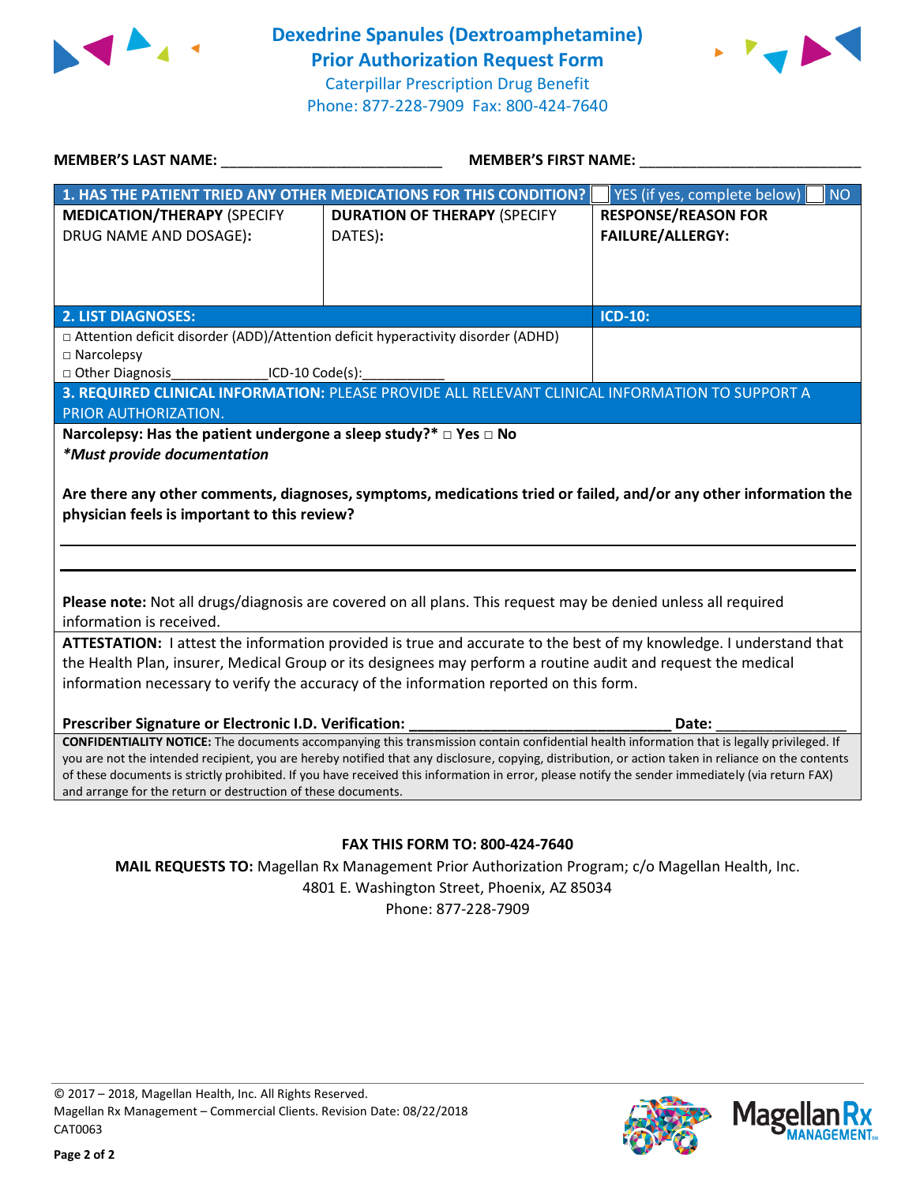# Dexedrine Spansules (Dextroamphetamine) Prior Authorization Request Form

Caterpillar Prescription Drug Benefit
Phone: 877-228-7909 Fax: 800-424-7640

**MEMBER'S LAST NAME:** ___________________________ **MEMBER'S FIRST NAME:** ___________________________

| **1. HAS THE PATIENT TRIED ANY OTHER MEDICATIONS FOR THIS CONDITION?** | | ☐ YES (if yes, complete below) ☐ NO |
|---|---|---|
| **MEDICATION/THERAPY** (SPECIFY DRUG NAME AND DOSAGE): | **DURATION OF THERAPY** (SPECIFY DATES): | **RESPONSE/REASON FOR FAILURE/ALLERGY:** |
| | | |

| **2. LIST DIAGNOSES:** | **ICD-10:** |
|---|---|
| □ Attention deficit disorder (ADD)/Attention deficit hyperactivity disorder (ADHD)<br>□ Narcolepsy<br>□ Other Diagnosis_____________ICD-10 Code(s):___________ | |

**3. REQUIRED CLINICAL INFORMATION:** PLEASE PROVIDE ALL RELEVANT CLINICAL INFORMATION TO SUPPORT A PRIOR AUTHORIZATION.

**Narcolepsy: Has the patient undergone a sleep study?* □ Yes □ No**
***Must provide documentation***

**Are there any other comments, diagnoses, symptoms, medications tried or failed, and/or any other information the physician feels is important to this review?**

_______________________________________________

_______________________________________________

**Please note:** Not all drugs/diagnosis are covered on all plans. This request may be denied unless all required information is received.

**ATTESTATION:** I attest the information provided is true and accurate to the best of my knowledge. I understand that the Health Plan, insurer, Medical Group or its designees may perform a routine audit and request the medical information necessary to verify the accuracy of the information reported on this form.

**Prescriber Signature or Electronic I.D. Verification:** ________________________________ **Date:** ________________

**CONFIDENTIALITY NOTICE:** The documents accompanying this transmission contain confidential health information that is legally privileged. If you are not the intended recipient, you are hereby notified that any disclosure, copying, distribution, or action taken in reliance on the contents of these documents is strictly prohibited. If you have received this information in error, please notify the sender immediately (via return FAX) and arrange for the return or destruction of these documents.

**FAX THIS FORM TO: 800-424-7640**

**MAIL REQUESTS TO:** Magellan Rx Management Prior Authorization Program; c/o Magellan Health, Inc.
4801 E. Washington Street, Phoenix, AZ 85034
Phone: 877-228-7909

© 2017 – 2018, Magellan Health, Inc. All Rights Reserved.
Magellan Rx Management – Commercial Clients. Revision Date: 08/22/2018
CAT0063